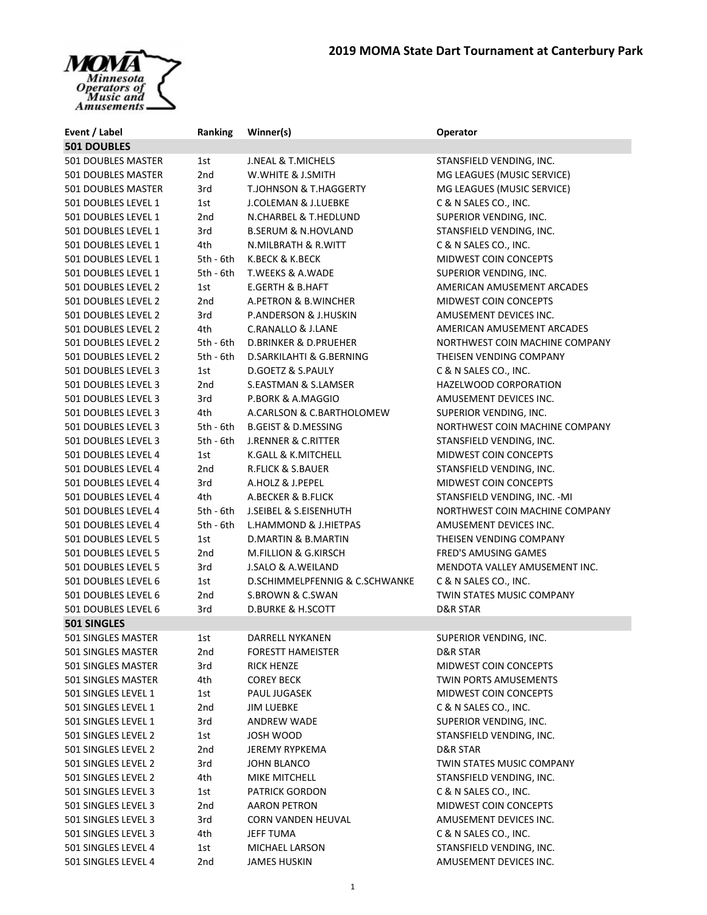# 2019 MOMA State Dart Tournament at Canterbury Park

MOMA Minnesota Operators of Music and Amusements

| Event / Label | Ranking | Winner(s) | Operator |
|---|---|---|---|
| **501 DOUBLES** | | | |
| 501 DOUBLES MASTER | 1st | J.NEAL & T.MICHELS | STANSFIELD VENDING, INC. |
| 501 DOUBLES MASTER | 2nd | W.WHITE & J.SMITH | MG LEAGUES (MUSIC SERVICE) |
| 501 DOUBLES MASTER | 3rd | T.JOHNSON & T.HAGGERTY | MG LEAGUES (MUSIC SERVICE) |
| 501 DOUBLES LEVEL 1 | 1st | J.COLEMAN & J.LUEBKE | C & N SALES CO., INC. |
| 501 DOUBLES LEVEL 1 | 2nd | N.CHARBEL & T.HEDLUND | SUPERIOR VENDING, INC. |
| 501 DOUBLES LEVEL 1 | 3rd | B.SERUM & N.HOVLAND | STANSFIELD VENDING, INC. |
| 501 DOUBLES LEVEL 1 | 4th | N.MILBRATH & R.WITT | C & N SALES CO., INC. |
| 501 DOUBLES LEVEL 1 | 5th - 6th | K.BECK & K.BECK | MIDWEST COIN CONCEPTS |
| 501 DOUBLES LEVEL 1 | 5th - 6th | T.WEEKS & A.WADE | SUPERIOR VENDING, INC. |
| 501 DOUBLES LEVEL 2 | 1st | E.GERTH & B.HAFT | AMERICAN AMUSEMENT ARCADES |
| 501 DOUBLES LEVEL 2 | 2nd | A.PETRON & B.WINCHER | MIDWEST COIN CONCEPTS |
| 501 DOUBLES LEVEL 2 | 3rd | P.ANDERSON & J.HUSKIN | AMUSEMENT DEVICES INC. |
| 501 DOUBLES LEVEL 2 | 4th | C.RANALLO & J.LANE | AMERICAN AMUSEMENT ARCADES |
| 501 DOUBLES LEVEL 2 | 5th - 6th | D.BRINKER & D.PRUEHER | NORTHWEST COIN MACHINE COMPANY |
| 501 DOUBLES LEVEL 2 | 5th - 6th | D.SARKILAHTI & G.BERNING | THEISEN VENDING COMPANY |
| 501 DOUBLES LEVEL 3 | 1st | D.GOETZ & S.PAULY | C & N SALES CO., INC. |
| 501 DOUBLES LEVEL 3 | 2nd | S.EASTMAN & S.LAMSER | HAZELWOOD CORPORATION |
| 501 DOUBLES LEVEL 3 | 3rd | P.BORK & A.MAGGIO | AMUSEMENT DEVICES INC. |
| 501 DOUBLES LEVEL 3 | 4th | A.CARLSON & C.BARTHOLOMEW | SUPERIOR VENDING, INC. |
| 501 DOUBLES LEVEL 3 | 5th - 6th | B.GEIST & D.MESSING | NORTHWEST COIN MACHINE COMPANY |
| 501 DOUBLES LEVEL 3 | 5th - 6th | J.RENNER & C.RITTER | STANSFIELD VENDING, INC. |
| 501 DOUBLES LEVEL 4 | 1st | K.GALL & K.MITCHELL | MIDWEST COIN CONCEPTS |
| 501 DOUBLES LEVEL 4 | 2nd | R.FLICK & S.BAUER | STANSFIELD VENDING, INC. |
| 501 DOUBLES LEVEL 4 | 3rd | A.HOLZ & J.PEPEL | MIDWEST COIN CONCEPTS |
| 501 DOUBLES LEVEL 4 | 4th | A.BECKER & B.FLICK | STANSFIELD VENDING, INC. -MI |
| 501 DOUBLES LEVEL 4 | 5th - 6th | J.SEIBEL & S.EISENHUTH | NORTHWEST COIN MACHINE COMPANY |
| 501 DOUBLES LEVEL 4 | 5th - 6th | L.HAMMOND & J.HIETPAS | AMUSEMENT DEVICES INC. |
| 501 DOUBLES LEVEL 5 | 1st | D.MARTIN & B.MARTIN | THEISEN VENDING COMPANY |
| 501 DOUBLES LEVEL 5 | 2nd | M.FILLION & G.KIRSCH | FRED'S AMUSING GAMES |
| 501 DOUBLES LEVEL 5 | 3rd | J.SALO & A.WEILAND | MENDOTA VALLEY AMUSEMENT INC. |
| 501 DOUBLES LEVEL 6 | 1st | D.SCHIMMELPFENNIG & C.SCHWANKE | C & N SALES CO., INC. |
| 501 DOUBLES LEVEL 6 | 2nd | S.BROWN & C.SWAN | TWIN STATES MUSIC COMPANY |
| 501 DOUBLES LEVEL 6 | 3rd | D.BURKE & H.SCOTT | D&R STAR |
| **501 SINGLES** | | | |
| 501 SINGLES MASTER | 1st | DARRELL NYKANEN | SUPERIOR VENDING, INC. |
| 501 SINGLES MASTER | 2nd | FORESTT HAMEISTER | D&R STAR |
| 501 SINGLES MASTER | 3rd | RICK HENZE | MIDWEST COIN CONCEPTS |
| 501 SINGLES MASTER | 4th | COREY BECK | TWIN PORTS AMUSEMENTS |
| 501 SINGLES LEVEL 1 | 1st | PAUL JUGASEK | MIDWEST COIN CONCEPTS |
| 501 SINGLES LEVEL 1 | 2nd | JIM LUEBKE | C & N SALES CO., INC. |
| 501 SINGLES LEVEL 1 | 3rd | ANDREW WADE | SUPERIOR VENDING, INC. |
| 501 SINGLES LEVEL 2 | 1st | JOSH WOOD | STANSFIELD VENDING, INC. |
| 501 SINGLES LEVEL 2 | 2nd | JEREMY RYPKEMA | D&R STAR |
| 501 SINGLES LEVEL 2 | 3rd | JOHN BLANCO | TWIN STATES MUSIC COMPANY |
| 501 SINGLES LEVEL 2 | 4th | MIKE MITCHELL | STANSFIELD VENDING, INC. |
| 501 SINGLES LEVEL 3 | 1st | PATRICK GORDON | C & N SALES CO., INC. |
| 501 SINGLES LEVEL 3 | 2nd | AARON PETRON | MIDWEST COIN CONCEPTS |
| 501 SINGLES LEVEL 3 | 3rd | CORN VANDEN HEUVAL | AMUSEMENT DEVICES INC. |
| 501 SINGLES LEVEL 3 | 4th | JEFF TUMA | C & N SALES CO., INC. |
| 501 SINGLES LEVEL 4 | 1st | MICHAEL LARSON | STANSFIELD VENDING, INC. |
| 501 SINGLES LEVEL 4 | 2nd | JAMES HUSKIN | AMUSEMENT DEVICES INC. |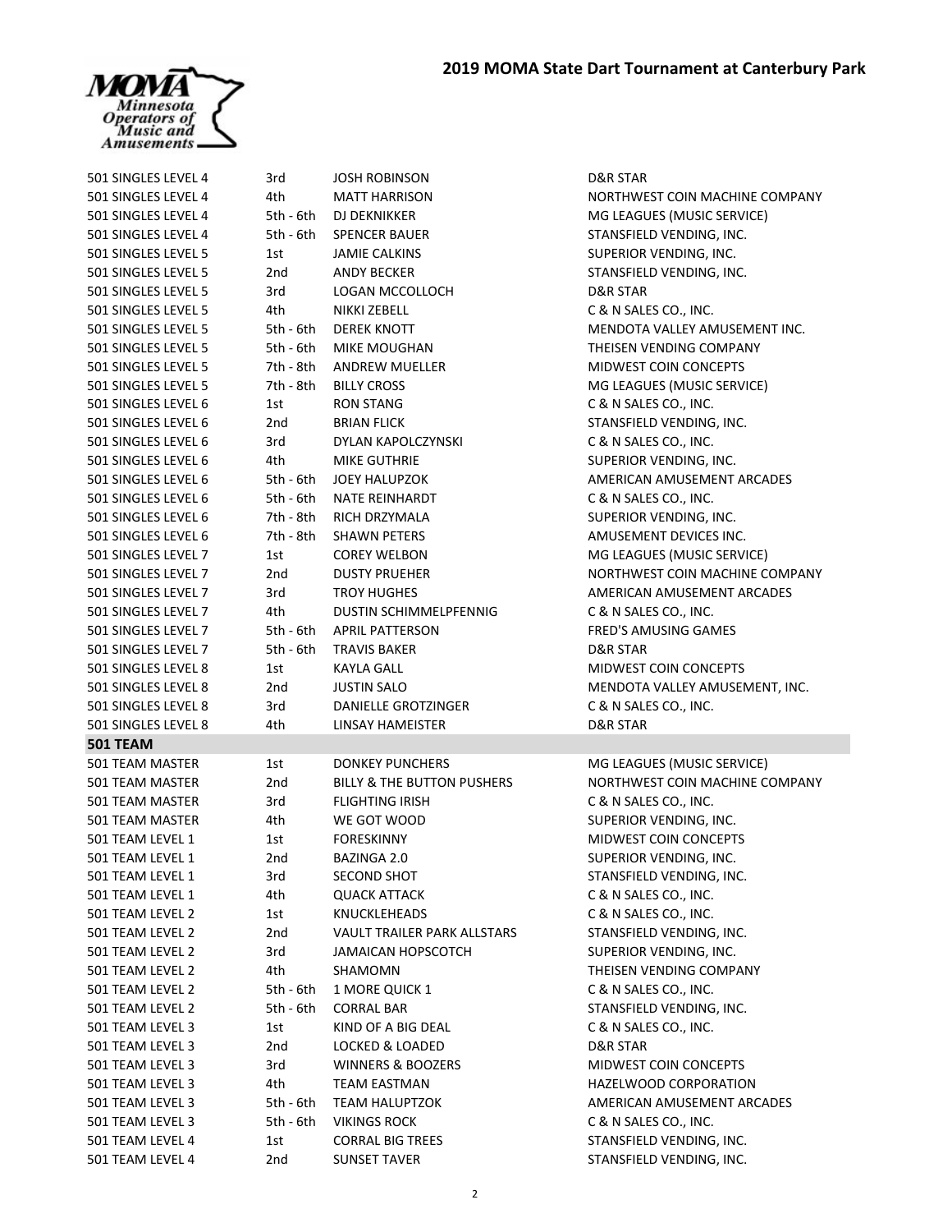# 2019 MOMA State Dart Tournament at Canterbury Park

| | | | |
|---|---|---|---|
| 501 SINGLES LEVEL 4 | 3rd | JOSH ROBINSON | D&R STAR |
| 501 SINGLES LEVEL 4 | 4th | MATT HARRISON | NORTHWEST COIN MACHINE COMPANY |
| 501 SINGLES LEVEL 4 | 5th - 6th | DJ DEKNIKKER | MG LEAGUES (MUSIC SERVICE) |
| 501 SINGLES LEVEL 4 | 5th - 6th | SPENCER BAUER | STANSFIELD VENDING, INC. |
| 501 SINGLES LEVEL 5 | 1st | JAMIE CALKINS | SUPERIOR VENDING, INC. |
| 501 SINGLES LEVEL 5 | 2nd | ANDY BECKER | STANSFIELD VENDING, INC. |
| 501 SINGLES LEVEL 5 | 3rd | LOGAN MCCOLLOCH | D&R STAR |
| 501 SINGLES LEVEL 5 | 4th | NIKKI ZEBELL | C & N SALES CO., INC. |
| 501 SINGLES LEVEL 5 | 5th - 6th | DEREK KNOTT | MENDOTA VALLEY AMUSEMENT INC. |
| 501 SINGLES LEVEL 5 | 5th - 6th | MIKE MOUGHAN | THEISEN VENDING COMPANY |
| 501 SINGLES LEVEL 5 | 7th - 8th | ANDREW MUELLER | MIDWEST COIN CONCEPTS |
| 501 SINGLES LEVEL 5 | 7th - 8th | BILLY CROSS | MG LEAGUES (MUSIC SERVICE) |
| 501 SINGLES LEVEL 6 | 1st | RON STANG | C & N SALES CO., INC. |
| 501 SINGLES LEVEL 6 | 2nd | BRIAN FLICK | STANSFIELD VENDING, INC. |
| 501 SINGLES LEVEL 6 | 3rd | DYLAN KAPOLCZYNSKI | C & N SALES CO., INC. |
| 501 SINGLES LEVEL 6 | 4th | MIKE GUTHRIE | SUPERIOR VENDING, INC. |
| 501 SINGLES LEVEL 6 | 5th - 6th | JOEY HALUPZOK | AMERICAN AMUSEMENT ARCADES |
| 501 SINGLES LEVEL 6 | 5th - 6th | NATE REINHARDT | C & N SALES CO., INC. |
| 501 SINGLES LEVEL 6 | 7th - 8th | RICH DRZYMALA | SUPERIOR VENDING, INC. |
| 501 SINGLES LEVEL 6 | 7th - 8th | SHAWN PETERS | AMUSEMENT DEVICES INC. |
| 501 SINGLES LEVEL 7 | 1st | COREY WELBON | MG LEAGUES (MUSIC SERVICE) |
| 501 SINGLES LEVEL 7 | 2nd | DUSTY PRUEHER | NORTHWEST COIN MACHINE COMPANY |
| 501 SINGLES LEVEL 7 | 3rd | TROY HUGHES | AMERICAN AMUSEMENT ARCADES |
| 501 SINGLES LEVEL 7 | 4th | DUSTIN SCHIMMELPFENNIG | C & N SALES CO., INC. |
| 501 SINGLES LEVEL 7 | 5th - 6th | APRIL PATTERSON | FRED'S AMUSING GAMES |
| 501 SINGLES LEVEL 7 | 5th - 6th | TRAVIS BAKER | D&R STAR |
| 501 SINGLES LEVEL 8 | 1st | KAYLA GALL | MIDWEST COIN CONCEPTS |
| 501 SINGLES LEVEL 8 | 2nd | JUSTIN SALO | MENDOTA VALLEY AMUSEMENT, INC. |
| 501 SINGLES LEVEL 8 | 3rd | DANIELLE GROTZINGER | C & N SALES CO., INC. |
| 501 SINGLES LEVEL 8 | 4th | LINSAY HAMEISTER | D&R STAR |
| **501 TEAM** | | | |
| 501 TEAM MASTER | 1st | DONKEY PUNCHERS | MG LEAGUES (MUSIC SERVICE) |
| 501 TEAM MASTER | 2nd | BILLY & THE BUTTON PUSHERS | NORTHWEST COIN MACHINE COMPANY |
| 501 TEAM MASTER | 3rd | FLIGHTING IRISH | C & N SALES CO., INC. |
| 501 TEAM MASTER | 4th | WE GOT WOOD | SUPERIOR VENDING, INC. |
| 501 TEAM LEVEL 1 | 1st | FORESKINNY | MIDWEST COIN CONCEPTS |
| 501 TEAM LEVEL 1 | 2nd | BAZINGA 2.0 | SUPERIOR VENDING, INC. |
| 501 TEAM LEVEL 1 | 3rd | SECOND SHOT | STANSFIELD VENDING, INC. |
| 501 TEAM LEVEL 1 | 4th | QUACK ATTACK | C & N SALES CO., INC. |
| 501 TEAM LEVEL 2 | 1st | KNUCKLEHEADS | C & N SALES CO., INC. |
| 501 TEAM LEVEL 2 | 2nd | VAULT TRAILER PARK ALLSTARS | STANSFIELD VENDING, INC. |
| 501 TEAM LEVEL 2 | 3rd | JAMAICAN HOPSCOTCH | SUPERIOR VENDING, INC. |
| 501 TEAM LEVEL 2 | 4th | SHAMOMN | THEISEN VENDING COMPANY |
| 501 TEAM LEVEL 2 | 5th - 6th | 1 MORE QUICK 1 | C & N SALES CO., INC. |
| 501 TEAM LEVEL 2 | 5th - 6th | CORRAL BAR | STANSFIELD VENDING, INC. |
| 501 TEAM LEVEL 3 | 1st | KIND OF A BIG DEAL | C & N SALES CO., INC. |
| 501 TEAM LEVEL 3 | 2nd | LOCKED & LOADED | D&R STAR |
| 501 TEAM LEVEL 3 | 3rd | WINNERS & BOOZERS | MIDWEST COIN CONCEPTS |
| 501 TEAM LEVEL 3 | 4th | TEAM EASTMAN | HAZELWOOD CORPORATION |
| 501 TEAM LEVEL 3 | 5th - 6th | TEAM HALUPTZOK | AMERICAN AMUSEMENT ARCADES |
| 501 TEAM LEVEL 3 | 5th - 6th | VIKINGS ROCK | C & N SALES CO., INC. |
| 501 TEAM LEVEL 4 | 1st | CORRAL BIG TREES | STANSFIELD VENDING, INC. |
| 501 TEAM LEVEL 4 | 2nd | SUNSET TAVER | STANSFIELD VENDING, INC. |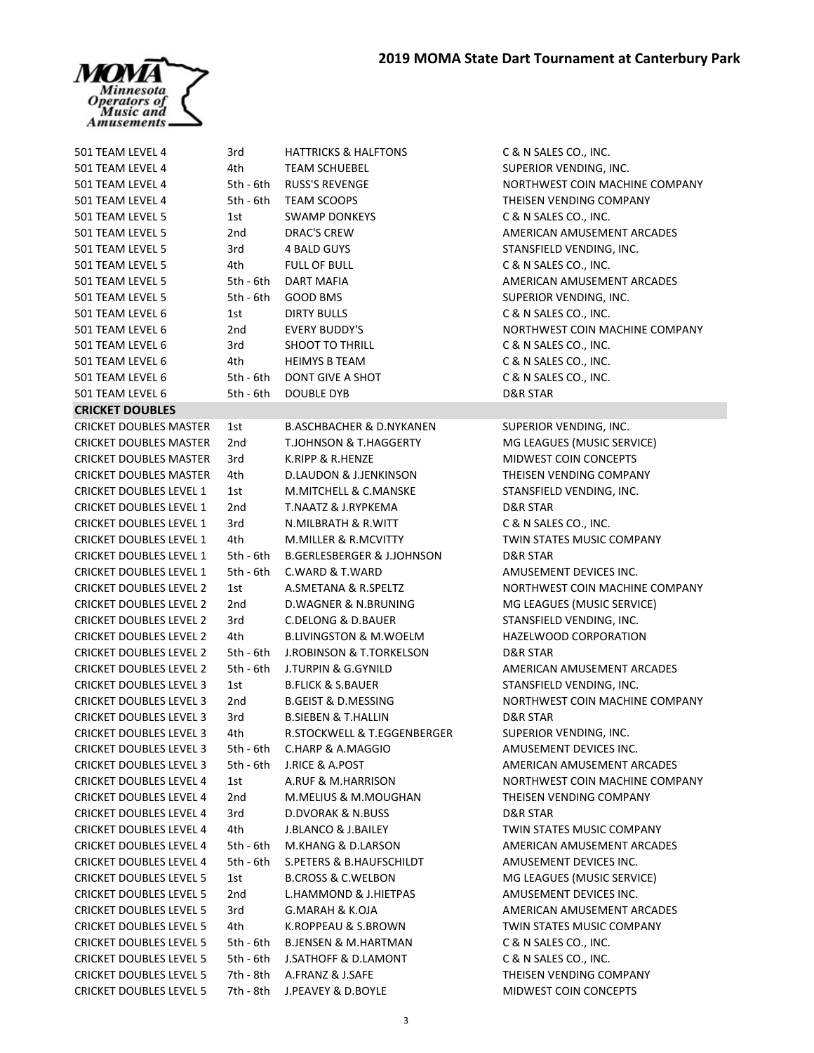# 2019 MOMA State Dart Tournament at Canterbury Park

| | | | |
|---|---|---|---|
| 501 TEAM LEVEL 4 | 3rd | HATTRICKS & HALFTONS | C & N SALES CO., INC. |
| 501 TEAM LEVEL 4 | 4th | TEAM SCHUEBEL | SUPERIOR VENDING, INC. |
| 501 TEAM LEVEL 4 | 5th - 6th | RUSS'S REVENGE | NORTHWEST COIN MACHINE COMPANY |
| 501 TEAM LEVEL 4 | 5th - 6th | TEAM SCOOPS | THEISEN VENDING COMPANY |
| 501 TEAM LEVEL 5 | 1st | SWAMP DONKEYS | C & N SALES CO., INC. |
| 501 TEAM LEVEL 5 | 2nd | DRAC'S CREW | AMERICAN AMUSEMENT ARCADES |
| 501 TEAM LEVEL 5 | 3rd | 4 BALD GUYS | STANSFIELD VENDING, INC. |
| 501 TEAM LEVEL 5 | 4th | FULL OF BULL | C & N SALES CO., INC. |
| 501 TEAM LEVEL 5 | 5th - 6th | DART MAFIA | AMERICAN AMUSEMENT ARCADES |
| 501 TEAM LEVEL 5 | 5th - 6th | GOOD BMS | SUPERIOR VENDING, INC. |
| 501 TEAM LEVEL 6 | 1st | DIRTY BULLS | C & N SALES CO., INC. |
| 501 TEAM LEVEL 6 | 2nd | EVERY BUDDY'S | NORTHWEST COIN MACHINE COMPANY |
| 501 TEAM LEVEL 6 | 3rd | SHOOT TO THRILL | C & N SALES CO., INC. |
| 501 TEAM LEVEL 6 | 4th | HEIMYS B TEAM | C & N SALES CO., INC. |
| 501 TEAM LEVEL 6 | 5th - 6th | DONT GIVE A SHOT | C & N SALES CO., INC. |
| 501 TEAM LEVEL 6 | 5th - 6th | DOUBLE DYB | D&R STAR |
| **CRICKET DOUBLES** | | | |
| CRICKET DOUBLES MASTER | 1st | B.ASCHBACHER & D.NYKANEN | SUPERIOR VENDING, INC. |
| CRICKET DOUBLES MASTER | 2nd | T.JOHNSON & T.HAGGERTY | MG LEAGUES (MUSIC SERVICE) |
| CRICKET DOUBLES MASTER | 3rd | K.RIPP & R.HENZE | MIDWEST COIN CONCEPTS |
| CRICKET DOUBLES MASTER | 4th | D.LAUDON & J.JENKINSON | THEISEN VENDING COMPANY |
| CRICKET DOUBLES LEVEL 1 | 1st | M.MITCHELL & C.MANSKE | STANSFIELD VENDING, INC. |
| CRICKET DOUBLES LEVEL 1 | 2nd | T.NAATZ & J.RYPKEMA | D&R STAR |
| CRICKET DOUBLES LEVEL 1 | 3rd | N.MILBRATH & R.WITT | C & N SALES CO., INC. |
| CRICKET DOUBLES LEVEL 1 | 4th | M.MILLER & R.MCVITTY | TWIN STATES MUSIC COMPANY |
| CRICKET DOUBLES LEVEL 1 | 5th - 6th | B.GERLESBERGER & J.JOHNSON | D&R STAR |
| CRICKET DOUBLES LEVEL 1 | 5th - 6th | C.WARD & T.WARD | AMUSEMENT DEVICES INC. |
| CRICKET DOUBLES LEVEL 2 | 1st | A.SMETANA & R.SPELTZ | NORTHWEST COIN MACHINE COMPANY |
| CRICKET DOUBLES LEVEL 2 | 2nd | D.WAGNER & N.BRUNING | MG LEAGUES (MUSIC SERVICE) |
| CRICKET DOUBLES LEVEL 2 | 3rd | C.DELONG & D.BAUER | STANSFIELD VENDING, INC. |
| CRICKET DOUBLES LEVEL 2 | 4th | B.LIVINGSTON & M.WOELM | HAZELWOOD CORPORATION |
| CRICKET DOUBLES LEVEL 2 | 5th - 6th | J.ROBINSON & T.TORKELSON | D&R STAR |
| CRICKET DOUBLES LEVEL 2 | 5th - 6th | J.TURPIN & G.GYNILD | AMERICAN AMUSEMENT ARCADES |
| CRICKET DOUBLES LEVEL 3 | 1st | B.FLICK & S.BAUER | STANSFIELD VENDING, INC. |
| CRICKET DOUBLES LEVEL 3 | 2nd | B.GEIST & D.MESSING | NORTHWEST COIN MACHINE COMPANY |
| CRICKET DOUBLES LEVEL 3 | 3rd | B.SIEBEN & T.HALLIN | D&R STAR |
| CRICKET DOUBLES LEVEL 3 | 4th | R.STOCKWELL & T.EGGENBERGER | SUPERIOR VENDING, INC. |
| CRICKET DOUBLES LEVEL 3 | 5th - 6th | C.HARP & A.MAGGIO | AMUSEMENT DEVICES INC. |
| CRICKET DOUBLES LEVEL 3 | 5th - 6th | J.RICE & A.POST | AMERICAN AMUSEMENT ARCADES |
| CRICKET DOUBLES LEVEL 4 | 1st | A.RUF & M.HARRISON | NORTHWEST COIN MACHINE COMPANY |
| CRICKET DOUBLES LEVEL 4 | 2nd | M.MELIUS & M.MOUGHAN | THEISEN VENDING COMPANY |
| CRICKET DOUBLES LEVEL 4 | 3rd | D.DVORAK & N.BUSS | D&R STAR |
| CRICKET DOUBLES LEVEL 4 | 4th | J.BLANCO & J.BAILEY | TWIN STATES MUSIC COMPANY |
| CRICKET DOUBLES LEVEL 4 | 5th - 6th | M.KHANG & D.LARSON | AMERICAN AMUSEMENT ARCADES |
| CRICKET DOUBLES LEVEL 4 | 5th - 6th | S.PETERS & B.HAUFSCHILDT | AMUSEMENT DEVICES INC. |
| CRICKET DOUBLES LEVEL 5 | 1st | B.CROSS & C.WELBON | MG LEAGUES (MUSIC SERVICE) |
| CRICKET DOUBLES LEVEL 5 | 2nd | L.HAMMOND & J.HIETPAS | AMUSEMENT DEVICES INC. |
| CRICKET DOUBLES LEVEL 5 | 3rd | G.MARAH & K.OJA | AMERICAN AMUSEMENT ARCADES |
| CRICKET DOUBLES LEVEL 5 | 4th | K.ROPPEAU & S.BROWN | TWIN STATES MUSIC COMPANY |
| CRICKET DOUBLES LEVEL 5 | 5th - 6th | B.JENSEN & M.HARTMAN | C & N SALES CO., INC. |
| CRICKET DOUBLES LEVEL 5 | 5th - 6th | J.SATHOFF & D.LAMONT | C & N SALES CO., INC. |
| CRICKET DOUBLES LEVEL 5 | 7th - 8th | A.FRANZ & J.SAFE | THEISEN VENDING COMPANY |
| CRICKET DOUBLES LEVEL 5 | 7th - 8th | J.PEAVEY & D.BOYLE | MIDWEST COIN CONCEPTS |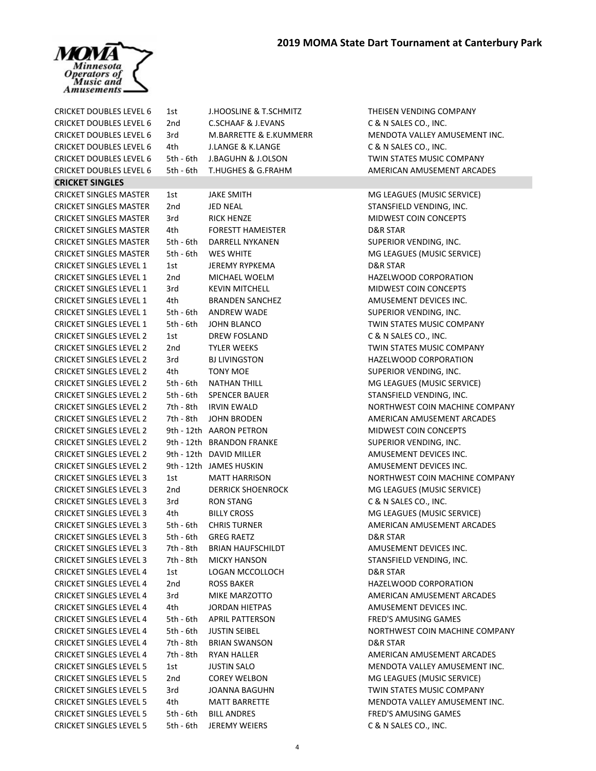| | | | |
|---|---|---|---|
| CRICKET DOUBLES LEVEL 6 | 1st | J.HOOSLINE & T.SCHMITZ | THEISEN VENDING COMPANY |
| CRICKET DOUBLES LEVEL 6 | 2nd | C.SCHAAF & J.EVANS | C & N SALES CO., INC. |
| CRICKET DOUBLES LEVEL 6 | 3rd | M.BARRETTE & E.KUMMERR | MENDOTA VALLEY AMUSEMENT INC. |
| CRICKET DOUBLES LEVEL 6 | 4th | J.LANGE & K.LANGE | C & N SALES CO., INC. |
| CRICKET DOUBLES LEVEL 6 | 5th - 6th | J.BAGUHN & J.OLSON | TWIN STATES MUSIC COMPANY |
| CRICKET DOUBLES LEVEL 6 | 5th - 6th | T.HUGHES & G.FRAHM | AMERICAN AMUSEMENT ARCADES |
| **CRICKET SINGLES** | | | |
| CRICKET SINGLES MASTER | 1st | JAKE SMITH | MG LEAGUES (MUSIC SERVICE) |
| CRICKET SINGLES MASTER | 2nd | JED NEAL | STANSFIELD VENDING, INC. |
| CRICKET SINGLES MASTER | 3rd | RICK HENZE | MIDWEST COIN CONCEPTS |
| CRICKET SINGLES MASTER | 4th | FORESTT HAMEISTER | D&R STAR |
| CRICKET SINGLES MASTER | 5th - 6th | DARRELL NYKANEN | SUPERIOR VENDING, INC. |
| CRICKET SINGLES MASTER | 5th - 6th | WES WHITE | MG LEAGUES (MUSIC SERVICE) |
| CRICKET SINGLES LEVEL 1 | 1st | JEREMY RYPKEMA | D&R STAR |
| CRICKET SINGLES LEVEL 1 | 2nd | MICHAEL WOELM | HAZELWOOD CORPORATION |
| CRICKET SINGLES LEVEL 1 | 3rd | KEVIN MITCHELL | MIDWEST COIN CONCEPTS |
| CRICKET SINGLES LEVEL 1 | 4th | BRANDEN SANCHEZ | AMUSEMENT DEVICES INC. |
| CRICKET SINGLES LEVEL 1 | 5th - 6th | ANDREW WADE | SUPERIOR VENDING, INC. |
| CRICKET SINGLES LEVEL 1 | 5th - 6th | JOHN BLANCO | TWIN STATES MUSIC COMPANY |
| CRICKET SINGLES LEVEL 2 | 1st | DREW FOSLAND | C & N SALES CO., INC. |
| CRICKET SINGLES LEVEL 2 | 2nd | TYLER WEEKS | TWIN STATES MUSIC COMPANY |
| CRICKET SINGLES LEVEL 2 | 3rd | BJ LIVINGSTON | HAZELWOOD CORPORATION |
| CRICKET SINGLES LEVEL 2 | 4th | TONY MOE | SUPERIOR VENDING, INC. |
| CRICKET SINGLES LEVEL 2 | 5th - 6th | NATHAN THILL | MG LEAGUES (MUSIC SERVICE) |
| CRICKET SINGLES LEVEL 2 | 5th - 6th | SPENCER BAUER | STANSFIELD VENDING, INC. |
| CRICKET SINGLES LEVEL 2 | 7th - 8th | IRVIN EWALD | NORTHWEST COIN MACHINE COMPANY |
| CRICKET SINGLES LEVEL 2 | 7th - 8th | JOHN BRODEN | AMERICAN AMUSEMENT ARCADES |
| CRICKET SINGLES LEVEL 2 | 9th - 12th | AARON PETRON | MIDWEST COIN CONCEPTS |
| CRICKET SINGLES LEVEL 2 | 9th - 12th | BRANDON FRANKE | SUPERIOR VENDING, INC. |
| CRICKET SINGLES LEVEL 2 | 9th - 12th | DAVID MILLER | AMUSEMENT DEVICES INC. |
| CRICKET SINGLES LEVEL 2 | 9th - 12th | JAMES HUSKIN | AMUSEMENT DEVICES INC. |
| CRICKET SINGLES LEVEL 3 | 1st | MATT HARRISON | NORTHWEST COIN MACHINE COMPANY |
| CRICKET SINGLES LEVEL 3 | 2nd | DERRICK SHOENROCK | MG LEAGUES (MUSIC SERVICE) |
| CRICKET SINGLES LEVEL 3 | 3rd | RON STANG | C & N SALES CO., INC. |
| CRICKET SINGLES LEVEL 3 | 4th | BILLY CROSS | MG LEAGUES (MUSIC SERVICE) |
| CRICKET SINGLES LEVEL 3 | 5th - 6th | CHRIS TURNER | AMERICAN AMUSEMENT ARCADES |
| CRICKET SINGLES LEVEL 3 | 5th - 6th | GREG RAETZ | D&R STAR |
| CRICKET SINGLES LEVEL 3 | 7th - 8th | BRIAN HAUFSCHILDT | AMUSEMENT DEVICES INC. |
| CRICKET SINGLES LEVEL 3 | 7th - 8th | MICKY HANSON | STANSFIELD VENDING, INC. |
| CRICKET SINGLES LEVEL 4 | 1st | LOGAN MCCOLLOCH | D&R STAR |
| CRICKET SINGLES LEVEL 4 | 2nd | ROSS BAKER | HAZELWOOD CORPORATION |
| CRICKET SINGLES LEVEL 4 | 3rd | MIKE MARZOTTO | AMERICAN AMUSEMENT ARCADES |
| CRICKET SINGLES LEVEL 4 | 4th | JORDAN HIETPAS | AMUSEMENT DEVICES INC. |
| CRICKET SINGLES LEVEL 4 | 5th - 6th | APRIL PATTERSON | FRED'S AMUSING GAMES |
| CRICKET SINGLES LEVEL 4 | 5th - 6th | JUSTIN SEIBEL | NORTHWEST COIN MACHINE COMPANY |
| CRICKET SINGLES LEVEL 4 | 7th - 8th | BRIAN SWANSON | D&R STAR |
| CRICKET SINGLES LEVEL 4 | 7th - 8th | RYAN HALLER | AMERICAN AMUSEMENT ARCADES |
| CRICKET SINGLES LEVEL 5 | 1st | JUSTIN SALO | MENDOTA VALLEY AMUSEMENT INC. |
| CRICKET SINGLES LEVEL 5 | 2nd | COREY WELBON | MG LEAGUES (MUSIC SERVICE) |
| CRICKET SINGLES LEVEL 5 | 3rd | JOANNA BAGUHN | TWIN STATES MUSIC COMPANY |
| CRICKET SINGLES LEVEL 5 | 4th | MATT BARRETTE | MENDOTA VALLEY AMUSEMENT INC. |
| CRICKET SINGLES LEVEL 5 | 5th - 6th | BILL ANDRES | FRED'S AMUSING GAMES |
| CRICKET SINGLES LEVEL 5 | 5th - 6th | JEREMY WEIERS | C & N SALES CO., INC. |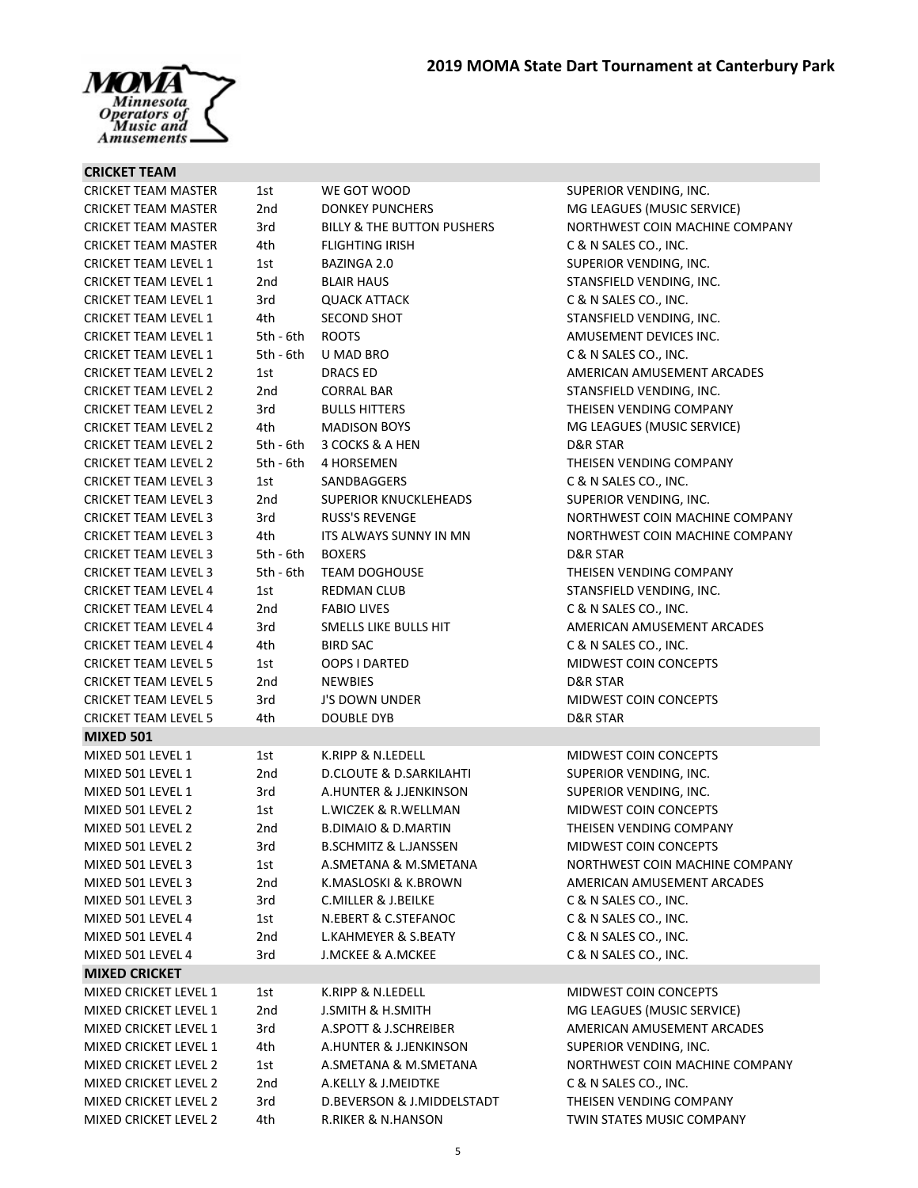# 2019 MOMA State Dart Tournament at Canterbury Park

Minnesota Operators of Music and Amusements

## CRICKET TEAM

| | | | |
|---|---|---|---|
| CRICKET TEAM MASTER | 1st | WE GOT WOOD | SUPERIOR VENDING, INC. |
| CRICKET TEAM MASTER | 2nd | DONKEY PUNCHERS | MG LEAGUES (MUSIC SERVICE) |
| CRICKET TEAM MASTER | 3rd | BILLY & THE BUTTON PUSHERS | NORTHWEST COIN MACHINE COMPANY |
| CRICKET TEAM MASTER | 4th | FLIGHTING IRISH | C & N SALES CO., INC. |
| CRICKET TEAM LEVEL 1 | 1st | BAZINGA 2.0 | SUPERIOR VENDING, INC. |
| CRICKET TEAM LEVEL 1 | 2nd | BLAIR HAUS | STANSFIELD VENDING, INC. |
| CRICKET TEAM LEVEL 1 | 3rd | QUACK ATTACK | C & N SALES CO., INC. |
| CRICKET TEAM LEVEL 1 | 4th | SECOND SHOT | STANSFIELD VENDING, INC. |
| CRICKET TEAM LEVEL 1 | 5th - 6th | ROOTS | AMUSEMENT DEVICES INC. |
| CRICKET TEAM LEVEL 1 | 5th - 6th | U MAD BRO | C & N SALES CO., INC. |
| CRICKET TEAM LEVEL 2 | 1st | DRACS ED | AMERICAN AMUSEMENT ARCADES |
| CRICKET TEAM LEVEL 2 | 2nd | CORRAL BAR | STANSFIELD VENDING, INC. |
| CRICKET TEAM LEVEL 2 | 3rd | BULLS HITTERS | THEISEN VENDING COMPANY |
| CRICKET TEAM LEVEL 2 | 4th | MADISON BOYS | MG LEAGUES (MUSIC SERVICE) |
| CRICKET TEAM LEVEL 2 | 5th - 6th | 3 COCKS & A HEN | D&R STAR |
| CRICKET TEAM LEVEL 2 | 5th - 6th | 4 HORSEMEN | THEISEN VENDING COMPANY |
| CRICKET TEAM LEVEL 3 | 1st | SANDBAGGERS | C & N SALES CO., INC. |
| CRICKET TEAM LEVEL 3 | 2nd | SUPERIOR KNUCKLEHEADS | SUPERIOR VENDING, INC. |
| CRICKET TEAM LEVEL 3 | 3rd | RUSS'S REVENGE | NORTHWEST COIN MACHINE COMPANY |
| CRICKET TEAM LEVEL 3 | 4th | ITS ALWAYS SUNNY IN MN | NORTHWEST COIN MACHINE COMPANY |
| CRICKET TEAM LEVEL 3 | 5th - 6th | BOXERS | D&R STAR |
| CRICKET TEAM LEVEL 3 | 5th - 6th | TEAM DOGHOUSE | THEISEN VENDING COMPANY |
| CRICKET TEAM LEVEL 4 | 1st | REDMAN CLUB | STANSFIELD VENDING, INC. |
| CRICKET TEAM LEVEL 4 | 2nd | FABIO LIVES | C & N SALES CO., INC. |
| CRICKET TEAM LEVEL 4 | 3rd | SMELLS LIKE BULLS HIT | AMERICAN AMUSEMENT ARCADES |
| CRICKET TEAM LEVEL 4 | 4th | BIRD SAC | C & N SALES CO., INC. |
| CRICKET TEAM LEVEL 5 | 1st | OOPS I DARTED | MIDWEST COIN CONCEPTS |
| CRICKET TEAM LEVEL 5 | 2nd | NEWBIES | D&R STAR |
| CRICKET TEAM LEVEL 5 | 3rd | J'S DOWN UNDER | MIDWEST COIN CONCEPTS |
| CRICKET TEAM LEVEL 5 | 4th | DOUBLE DYB | D&R STAR |

## MIXED 501

| | | | |
|---|---|---|---|
| MIXED 501 LEVEL 1 | 1st | K.RIPP & N.LEDELL | MIDWEST COIN CONCEPTS |
| MIXED 501 LEVEL 1 | 2nd | D.CLOUTE & D.SARKILAHTI | SUPERIOR VENDING, INC. |
| MIXED 501 LEVEL 1 | 3rd | A.HUNTER & J.JENKINSON | SUPERIOR VENDING, INC. |
| MIXED 501 LEVEL 2 | 1st | L.WICZEK & R.WELLMAN | MIDWEST COIN CONCEPTS |
| MIXED 501 LEVEL 2 | 2nd | B.DIMAIO & D.MARTIN | THEISEN VENDING COMPANY |
| MIXED 501 LEVEL 2 | 3rd | B.SCHMITZ & L.JANSSEN | MIDWEST COIN CONCEPTS |
| MIXED 501 LEVEL 3 | 1st | A.SMETANA & M.SMETANA | NORTHWEST COIN MACHINE COMPANY |
| MIXED 501 LEVEL 3 | 2nd | K.MASLOSKI & K.BROWN | AMERICAN AMUSEMENT ARCADES |
| MIXED 501 LEVEL 3 | 3rd | C.MILLER & J.BEILKE | C & N SALES CO., INC. |
| MIXED 501 LEVEL 4 | 1st | N.EBERT & C.STEFANOC | C & N SALES CO., INC. |
| MIXED 501 LEVEL 4 | 2nd | L.KAHMEYER & S.BEATY | C & N SALES CO., INC. |
| MIXED 501 LEVEL 4 | 3rd | J.MCKEE & A.MCKEE | C & N SALES CO., INC. |

## MIXED CRICKET

| | | | |
|---|---|---|---|
| MIXED CRICKET LEVEL 1 | 1st | K.RIPP & N.LEDELL | MIDWEST COIN CONCEPTS |
| MIXED CRICKET LEVEL 1 | 2nd | J.SMITH & H.SMITH | MG LEAGUES (MUSIC SERVICE) |
| MIXED CRICKET LEVEL 1 | 3rd | A.SPOTT & J.SCHREIBER | AMERICAN AMUSEMENT ARCADES |
| MIXED CRICKET LEVEL 1 | 4th | A.HUNTER & J.JENKINSON | SUPERIOR VENDING, INC. |
| MIXED CRICKET LEVEL 2 | 1st | A.SMETANA & M.SMETANA | NORTHWEST COIN MACHINE COMPANY |
| MIXED CRICKET LEVEL 2 | 2nd | A.KELLY & J.MEIDTKE | C & N SALES CO., INC. |
| MIXED CRICKET LEVEL 2 | 3rd | D.BEVERSON & J.MIDDELSTADT | THEISEN VENDING COMPANY |
| MIXED CRICKET LEVEL 2 | 4th | R.RIKER & N.HANSON | TWIN STATES MUSIC COMPANY |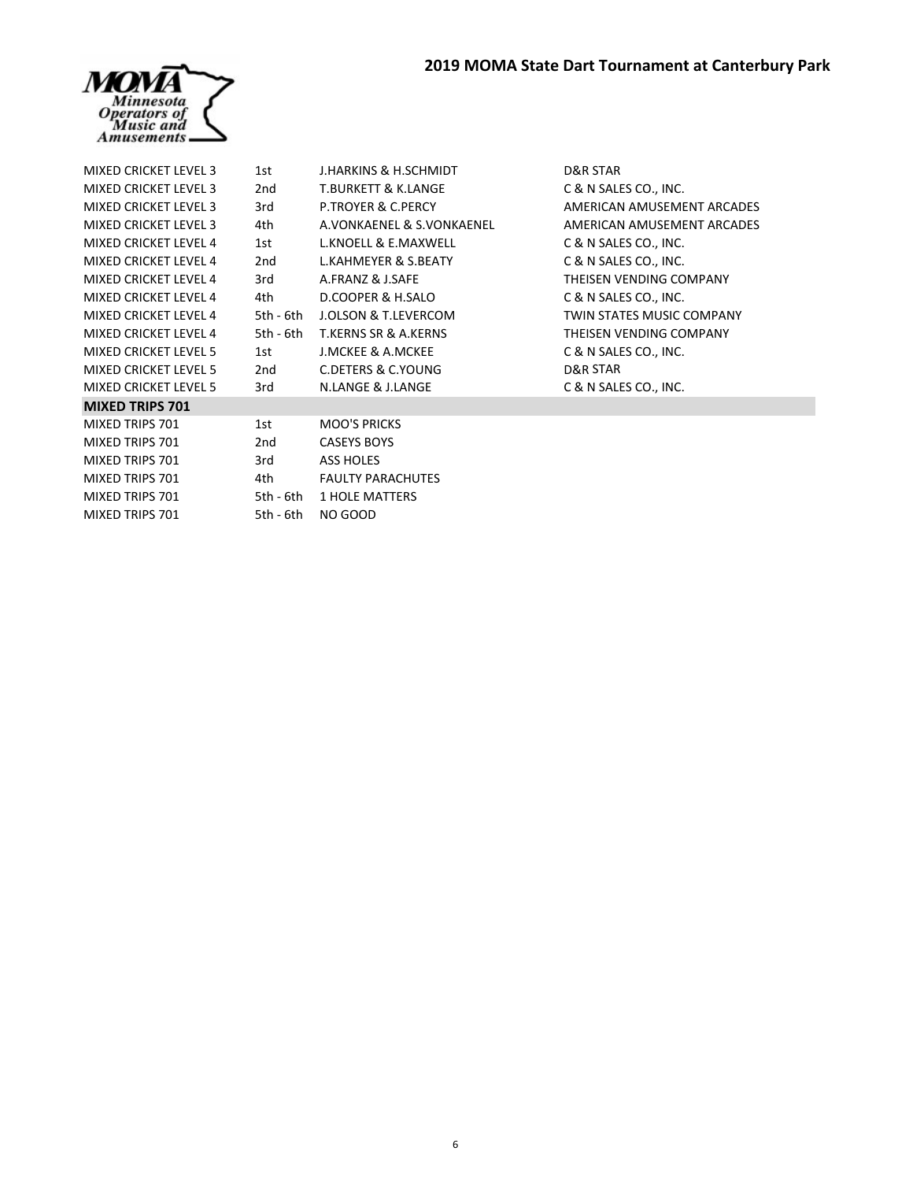## 2019 MOMA State Dart Tournament at Canterbury Park

MOMA Minnesota Operators of Music and Amusements

| | | | |
|---|---|---|---|
| MIXED CRICKET LEVEL 3 | 1st | J.HARKINS & H.SCHMIDT | D&R STAR |
| MIXED CRICKET LEVEL 3 | 2nd | T.BURKETT & K.LANGE | C & N SALES CO., INC. |
| MIXED CRICKET LEVEL 3 | 3rd | P.TROYER & C.PERCY | AMERICAN AMUSEMENT ARCADES |
| MIXED CRICKET LEVEL 3 | 4th | A.VONKAENEL & S.VONKAENEL | AMERICAN AMUSEMENT ARCADES |
| MIXED CRICKET LEVEL 4 | 1st | L.KNOELL & E.MAXWELL | C & N SALES CO., INC. |
| MIXED CRICKET LEVEL 4 | 2nd | L.KAHMEYER & S.BEATY | C & N SALES CO., INC. |
| MIXED CRICKET LEVEL 4 | 3rd | A.FRANZ & J.SAFE | THEISEN VENDING COMPANY |
| MIXED CRICKET LEVEL 4 | 4th | D.COOPER & H.SALO | C & N SALES CO., INC. |
| MIXED CRICKET LEVEL 4 | 5th - 6th | J.OLSON & T.LEVERCOM | TWIN STATES MUSIC COMPANY |
| MIXED CRICKET LEVEL 4 | 5th - 6th | T.KERNS SR & A.KERNS | THEISEN VENDING COMPANY |
| MIXED CRICKET LEVEL 5 | 1st | J.MCKEE & A.MCKEE | C & N SALES CO., INC. |
| MIXED CRICKET LEVEL 5 | 2nd | C.DETERS & C.YOUNG | D&R STAR |
| MIXED CRICKET LEVEL 5 | 3rd | N.LANGE & J.LANGE | C & N SALES CO., INC. |
| **MIXED TRIPS 701** | | | |
| MIXED TRIPS 701 | 1st | MOO'S PRICKS | |
| MIXED TRIPS 701 | 2nd | CASEYS BOYS | |
| MIXED TRIPS 701 | 3rd | ASS HOLES | |
| MIXED TRIPS 701 | 4th | FAULTY PARACHUTES | |
| MIXED TRIPS 701 | 5th - 6th | 1 HOLE MATTERS | |
| MIXED TRIPS 701 | 5th - 6th | NO GOOD | |